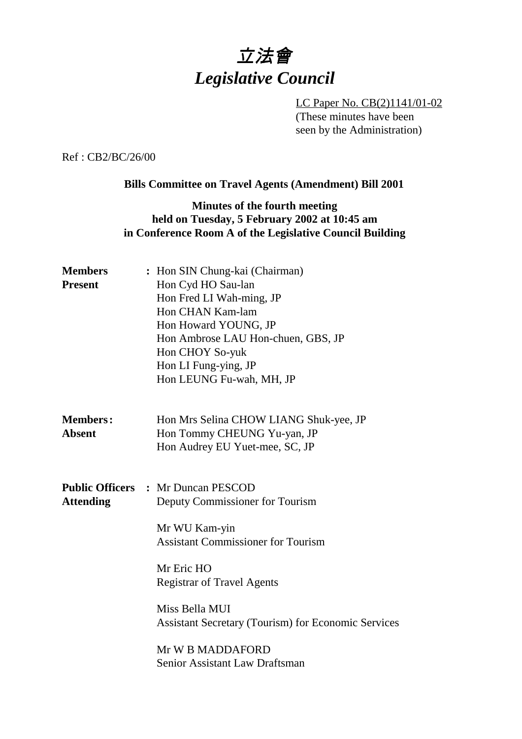# *立法會*
# *Legislative Council*

LC Paper No. CB(2)1141/01-02
(These minutes have been seen by the Administration)

Ref : CB2/BC/26/00

**Bills Committee on Travel Agents (Amendment) Bill 2001**

**Minutes of the fourth meeting held on Tuesday, 5 February 2002 at 10:45 am in Conference Room A of the Legislative Council Building**

**Members Present** :
Hon SIN Chung-kai (Chairman)
Hon Cyd HO Sau-lan
Hon Fred LI Wah-ming, JP
Hon CHAN Kam-lam
Hon Howard YOUNG, JP
Hon Ambrose LAU Hon-chuen, GBS, JP
Hon CHOY So-yuk
Hon LI Fung-ying, JP
Hon LEUNG Fu-wah, MH, JP

**Members Absent** :
Hon Mrs Selina CHOW LIANG Shuk-yee, JP
Hon Tommy CHEUNG Yu-yan, JP
Hon Audrey EU Yuet-mee, SC, JP

**Public Officers Attending** :
Mr Duncan PESCOD
Deputy Commissioner for Tourism

Mr WU Kam-yin
Assistant Commissioner for Tourism

Mr Eric HO
Registrar of Travel Agents

Miss Bella MUI
Assistant Secretary (Tourism) for Economic Services

Mr W B MADDAFORD
Senior Assistant Law Draftsman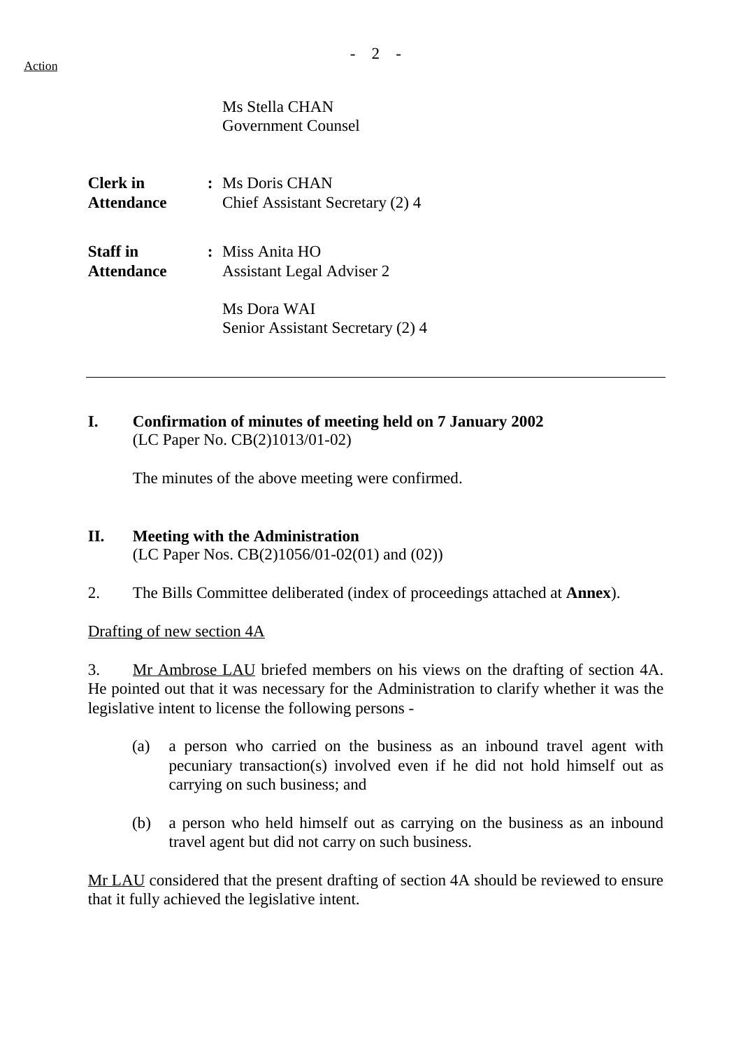Ms Stella CHAN
Government Counsel

**Clerk in Attendance** : Ms Doris CHAN
Chief Assistant Secretary (2) 4

**Staff in Attendance** : Miss Anita HO
Assistant Legal Adviser 2

Ms Dora WAI
Senior Assistant Secretary (2) 4

---

**I. Confirmation of minutes of meeting held on 7 January 2002**
(LC Paper No. CB(2)1013/01-02)

The minutes of the above meeting were confirmed.

**II. Meeting with the Administration**
(LC Paper Nos. CB(2)1056/01-02(01) and (02))

2. The Bills Committee deliberated (index of proceedings attached at **Annex**).

Drafting of new section 4A

3. Mr Ambrose LAU briefed members on his views on the drafting of section 4A. He pointed out that it was necessary for the Administration to clarify whether it was the legislative intent to license the following persons -

(a) a person who carried on the business as an inbound travel agent with pecuniary transaction(s) involved even if he did not hold himself out as carrying on such business; and

(b) a person who held himself out as carrying on the business as an inbound travel agent but did not carry on such business.

Mr LAU considered that the present drafting of section 4A should be reviewed to ensure that it fully achieved the legislative intent.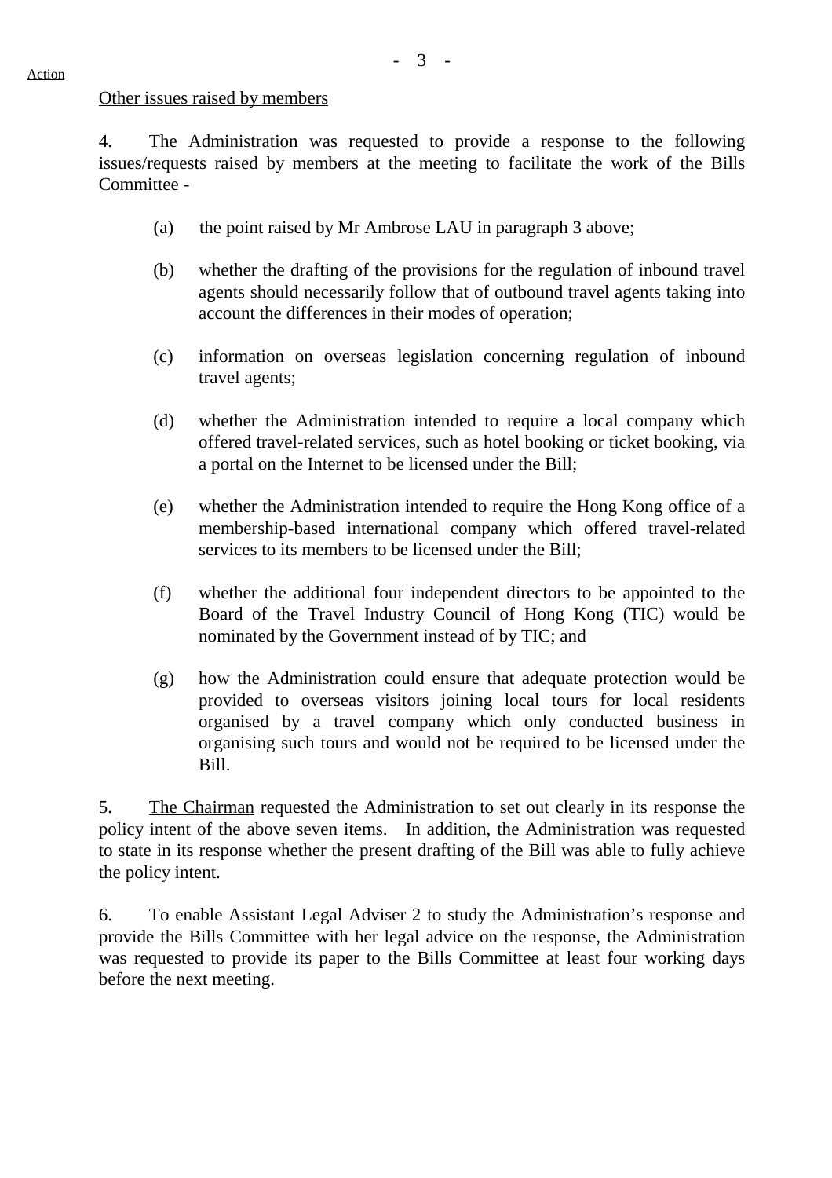Action

Other issues raised by members

4. The Administration was requested to provide a response to the following issues/requests raised by members at the meeting to facilitate the work of the Bills Committee -

(a) the point raised by Mr Ambrose LAU in paragraph 3 above;

(b) whether the drafting of the provisions for the regulation of inbound travel agents should necessarily follow that of outbound travel agents taking into account the differences in their modes of operation;

(c) information on overseas legislation concerning regulation of inbound travel agents;

(d) whether the Administration intended to require a local company which offered travel-related services, such as hotel booking or ticket booking, via a portal on the Internet to be licensed under the Bill;

(e) whether the Administration intended to require the Hong Kong office of a membership-based international company which offered travel-related services to its members to be licensed under the Bill;

(f) whether the additional four independent directors to be appointed to the Board of the Travel Industry Council of Hong Kong (TIC) would be nominated by the Government instead of by TIC; and

(g) how the Administration could ensure that adequate protection would be provided to overseas visitors joining local tours for local residents organised by a travel company which only conducted business in organising such tours and would not be required to be licensed under the Bill.

5. The Chairman requested the Administration to set out clearly in its response the policy intent of the above seven items. In addition, the Administration was requested to state in its response whether the present drafting of the Bill was able to fully achieve the policy intent.

6. To enable Assistant Legal Adviser 2 to study the Administration's response and provide the Bills Committee with her legal advice on the response, the Administration was requested to provide its paper to the Bills Committee at least four working days before the next meeting.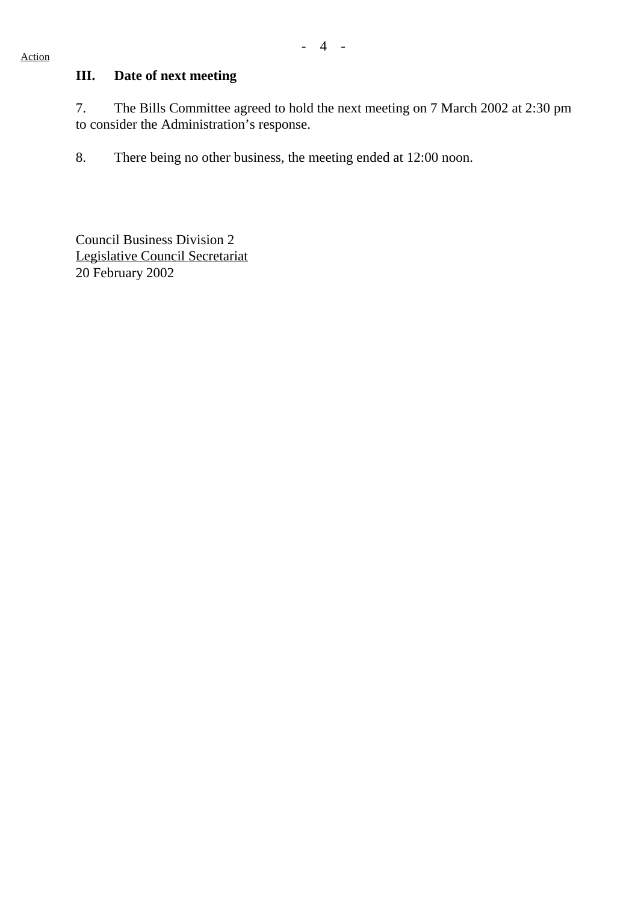Action

### III. Date of next meeting

7. The Bills Committee agreed to hold the next meeting on 7 March 2002 at 2:30 pm to consider the Administration's response.

8. There being no other business, the meeting ended at 12:00 noon.

Council Business Division 2
Legislative Council Secretariat
20 February 2002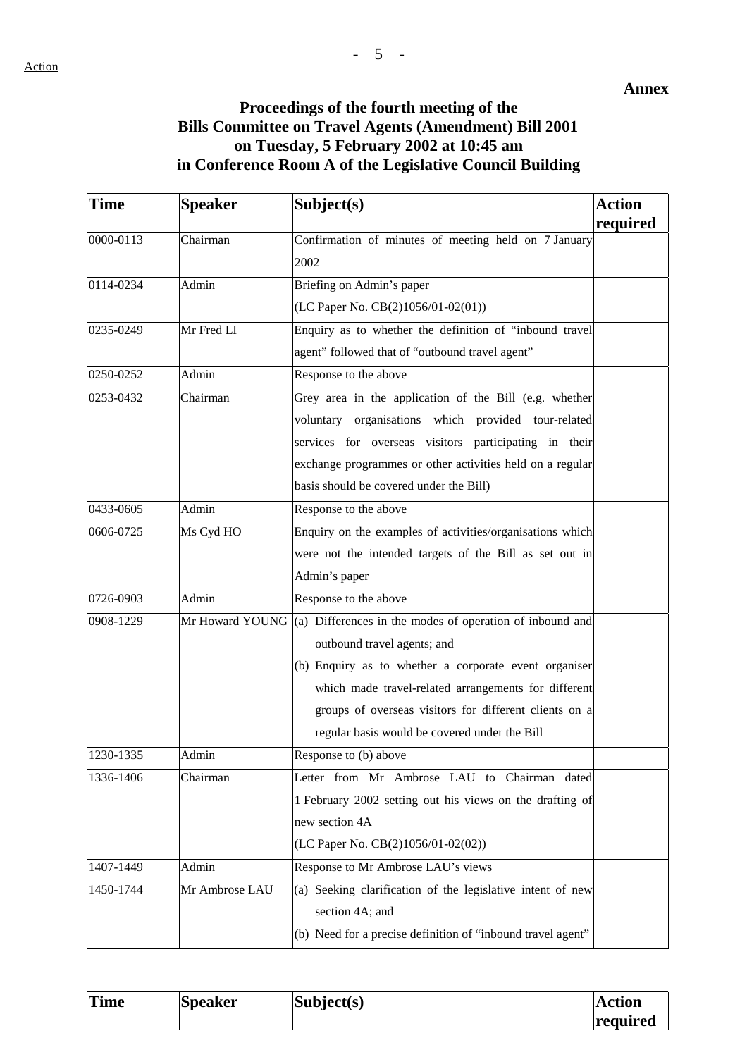**Annex**

## Proceedings of the fourth meeting of the Bills Committee on Travel Agents (Amendment) Bill 2001 on Tuesday, 5 February 2002 at 10:45 am in Conference Room A of the Legislative Council Building

| Time | Speaker | Subject(s) | Action required |
|---|---|---|---|
| 0000-0113 | Chairman | Confirmation of minutes of meeting held on 7 January 2002 | |
| 0114-0234 | Admin | Briefing on Admin's paper (LC Paper No. CB(2)1056/01-02(01)) | |
| 0235-0249 | Mr Fred LI | Enquiry as to whether the definition of "inbound travel agent" followed that of "outbound travel agent" | |
| 0250-0252 | Admin | Response to the above | |
| 0253-0432 | Chairman | Grey area in the application of the Bill (e.g. whether voluntary organisations which provided tour-related services for overseas visitors participating in their exchange programmes or other activities held on a regular basis should be covered under the Bill) | |
| 0433-0605 | Admin | Response to the above | |
| 0606-0725 | Ms Cyd HO | Enquiry on the examples of activities/organisations which were not the intended targets of the Bill as set out in Admin's paper | |
| 0726-0903 | Admin | Response to the above | |
| 0908-1229 | Mr Howard YOUNG | (a) Differences in the modes of operation of inbound and outbound travel agents; and<br>(b) Enquiry as to whether a corporate event organiser which made travel-related arrangements for different groups of overseas visitors for different clients on a regular basis would be covered under the Bill | |
| 1230-1335 | Admin | Response to (b) above | |
| 1336-1406 | Chairman | Letter from Mr Ambrose LAU to Chairman dated 1 February 2002 setting out his views on the drafting of new section 4A (LC Paper No. CB(2)1056/01-02(02)) | |
| 1407-1449 | Admin | Response to Mr Ambrose LAU's views | |
| 1450-1744 | Mr Ambrose LAU | (a) Seeking clarification of the legislative intent of new section 4A; and<br>(b) Need for a precise definition of "inbound travel agent" | |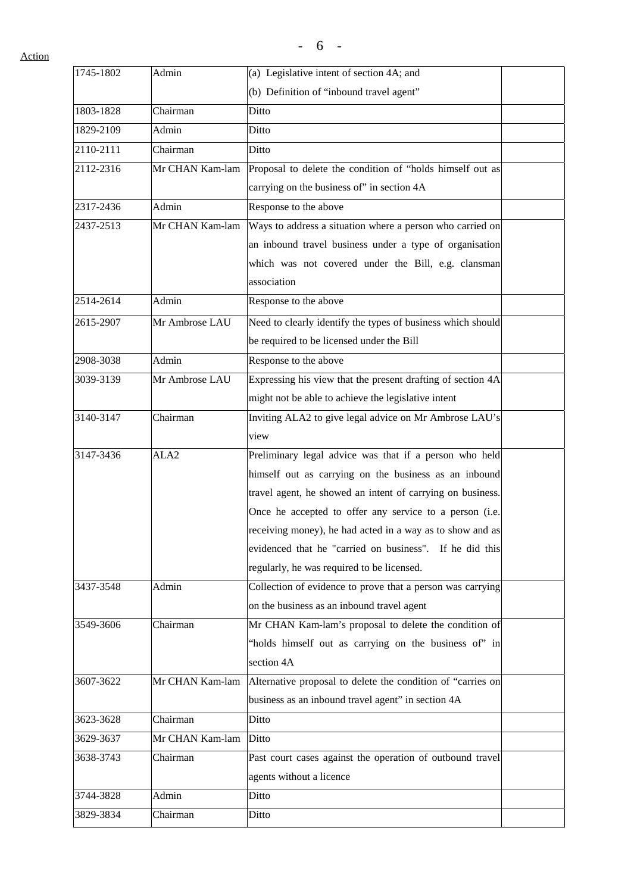Action

| | | | |
|---|---|---|---|
| 1745-1802 | Admin | (a) Legislative intent of section 4A; and<br>(b) Definition of "inbound travel agent" | |
| 1803-1828 | Chairman | Ditto | |
| 1829-2109 | Admin | Ditto | |
| 2110-2111 | Chairman | Ditto | |
| 2112-2316 | Mr CHAN Kam-lam | Proposal to delete the condition of "holds himself out as carrying on the business of" in section 4A | |
| 2317-2436 | Admin | Response to the above | |
| 2437-2513 | Mr CHAN Kam-lam | Ways to address a situation where a person who carried on an inbound travel business under a type of organisation which was not covered under the Bill, e.g. clansman association | |
| 2514-2614 | Admin | Response to the above | |
| 2615-2907 | Mr Ambrose LAU | Need to clearly identify the types of business which should be required to be licensed under the Bill | |
| 2908-3038 | Admin | Response to the above | |
| 3039-3139 | Mr Ambrose LAU | Expressing his view that the present drafting of section 4A might not be able to achieve the legislative intent | |
| 3140-3147 | Chairman | Inviting ALA2 to give legal advice on Mr Ambrose LAU's view | |
| 3147-3436 | ALA2 | Preliminary legal advice was that if a person who held himself out as carrying on the business as an inbound travel agent, he showed an intent of carrying on business. Once he accepted to offer any service to a person (i.e. receiving money), he had acted in a way as to show and as evidenced that he "carried on business". If he did this regularly, he was required to be licensed. | |
| 3437-3548 | Admin | Collection of evidence to prove that a person was carrying on the business as an inbound travel agent | |
| 3549-3606 | Chairman | Mr CHAN Kam-lam's proposal to delete the condition of "holds himself out as carrying on the business of" in section 4A | |
| 3607-3622 | Mr CHAN Kam-lam | Alternative proposal to delete the condition of "carries on business as an inbound travel agent" in section 4A | |
| 3623-3628 | Chairman | Ditto | |
| 3629-3637 | Mr CHAN Kam-lam | Ditto | |
| 3638-3743 | Chairman | Past court cases against the operation of outbound travel agents without a licence | |
| 3744-3828 | Admin | Ditto | |
| 3829-3834 | Chairman | Ditto | |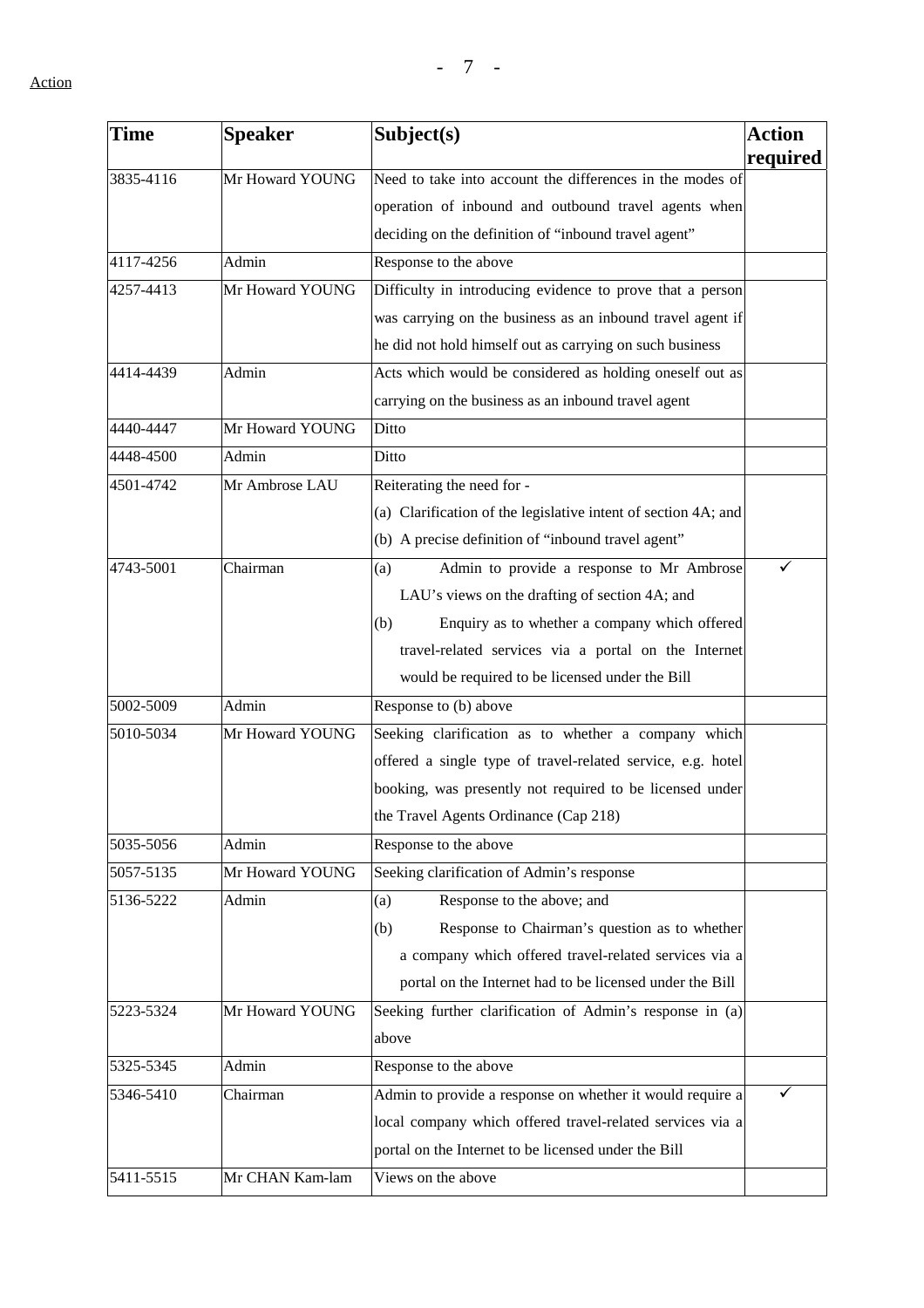Action

| Time | Speaker | Subject(s) | Action required |
|---|---|---|---|
| 3835-4116 | Mr Howard YOUNG | Need to take into account the differences in the modes of operation of inbound and outbound travel agents when deciding on the definition of "inbound travel agent" | |
| 4117-4256 | Admin | Response to the above | |
| 4257-4413 | Mr Howard YOUNG | Difficulty in introducing evidence to prove that a person was carrying on the business as an inbound travel agent if he did not hold himself out as carrying on such business | |
| 4414-4439 | Admin | Acts which would be considered as holding oneself out as carrying on the business as an inbound travel agent | |
| 4440-4447 | Mr Howard YOUNG | Ditto | |
| 4448-4500 | Admin | Ditto | |
| 4501-4742 | Mr Ambrose LAU | Reiterating the need for - (a) Clarification of the legislative intent of section 4A; and (b) A precise definition of "inbound travel agent" | |
| 4743-5001 | Chairman | (a) Admin to provide a response to Mr Ambrose LAU's views on the drafting of section 4A; and (b) Enquiry as to whether a company which offered travel-related services via a portal on the Internet would be required to be licensed under the Bill | ✓ |
| 5002-5009 | Admin | Response to (b) above | |
| 5010-5034 | Mr Howard YOUNG | Seeking clarification as to whether a company which offered a single type of travel-related service, e.g. hotel booking, was presently not required to be licensed under the Travel Agents Ordinance (Cap 218) | |
| 5035-5056 | Admin | Response to the above | |
| 5057-5135 | Mr Howard YOUNG | Seeking clarification of Admin's response | |
| 5136-5222 | Admin | (a) Response to the above; and (b) Response to Chairman's question as to whether a company which offered travel-related services via a portal on the Internet had to be licensed under the Bill | |
| 5223-5324 | Mr Howard YOUNG | Seeking further clarification of Admin's response in (a) above | |
| 5325-5345 | Admin | Response to the above | |
| 5346-5410 | Chairman | Admin to provide a response on whether it would require a local company which offered travel-related services via a portal on the Internet to be licensed under the Bill | ✓ |
| 5411-5515 | Mr CHAN Kam-lam | Views on the above | |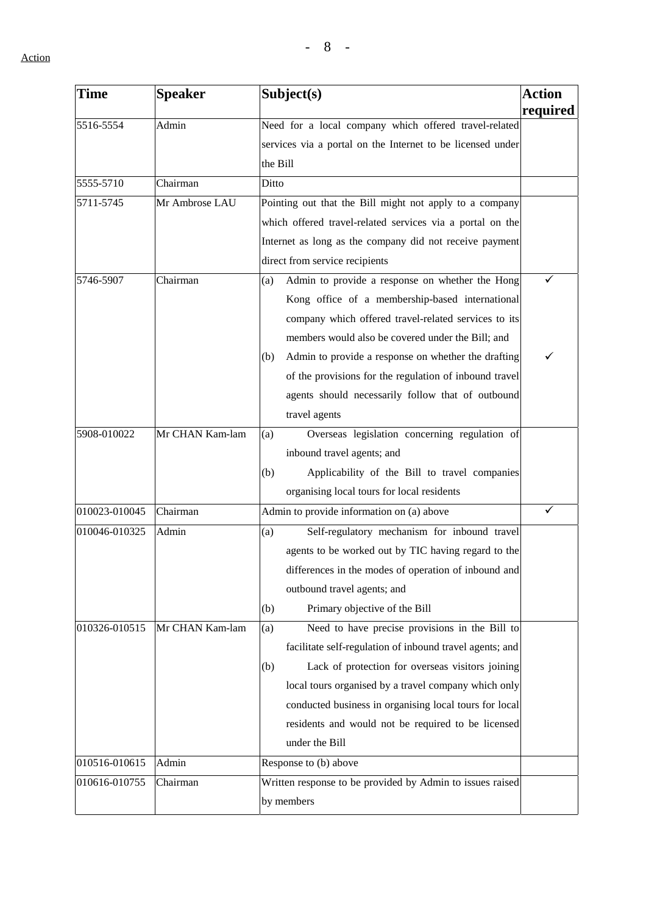Action

| Time | Speaker | Subject(s) | Action required |
|---|---|---|---|
| 5516-5554 | Admin | Need for a local company which offered travel-related services via a portal on the Internet to be licensed under the Bill | |
| 5555-5710 | Chairman | Ditto | |
| 5711-5745 | Mr Ambrose LAU | Pointing out that the Bill might not apply to a company which offered travel-related services via a portal on the Internet as long as the company did not receive payment direct from service recipients | |
| 5746-5907 | Chairman | (a) Admin to provide a response on whether the Hong Kong office of a membership-based international company which offered travel-related services to its members would also be covered under the Bill; and<br>(b) Admin to provide a response on whether the drafting of the provisions for the regulation of inbound travel agents should necessarily follow that of outbound travel agents | ✓<br><br><br><br>✓ |
| 5908-010022 | Mr CHAN Kam-lam | (a) Overseas legislation concerning regulation of inbound travel agents; and<br>(b) Applicability of the Bill to travel companies organising local tours for local residents | |
| 010023-010045 | Chairman | Admin to provide information on (a) above | ✓ |
| 010046-010325 | Admin | (a) Self-regulatory mechanism for inbound travel agents to be worked out by TIC having regard to the differences in the modes of operation of inbound and outbound travel agents; and<br>(b) Primary objective of the Bill | |
| 010326-010515 | Mr CHAN Kam-lam | (a) Need to have precise provisions in the Bill to facilitate self-regulation of inbound travel agents; and<br>(b) Lack of protection for overseas visitors joining local tours organised by a travel company which only conducted business in organising local tours for local residents and would not be required to be licensed under the Bill | |
| 010516-010615 | Admin | Response to (b) above | |
| 010616-010755 | Chairman | Written response to be provided by Admin to issues raised by members | |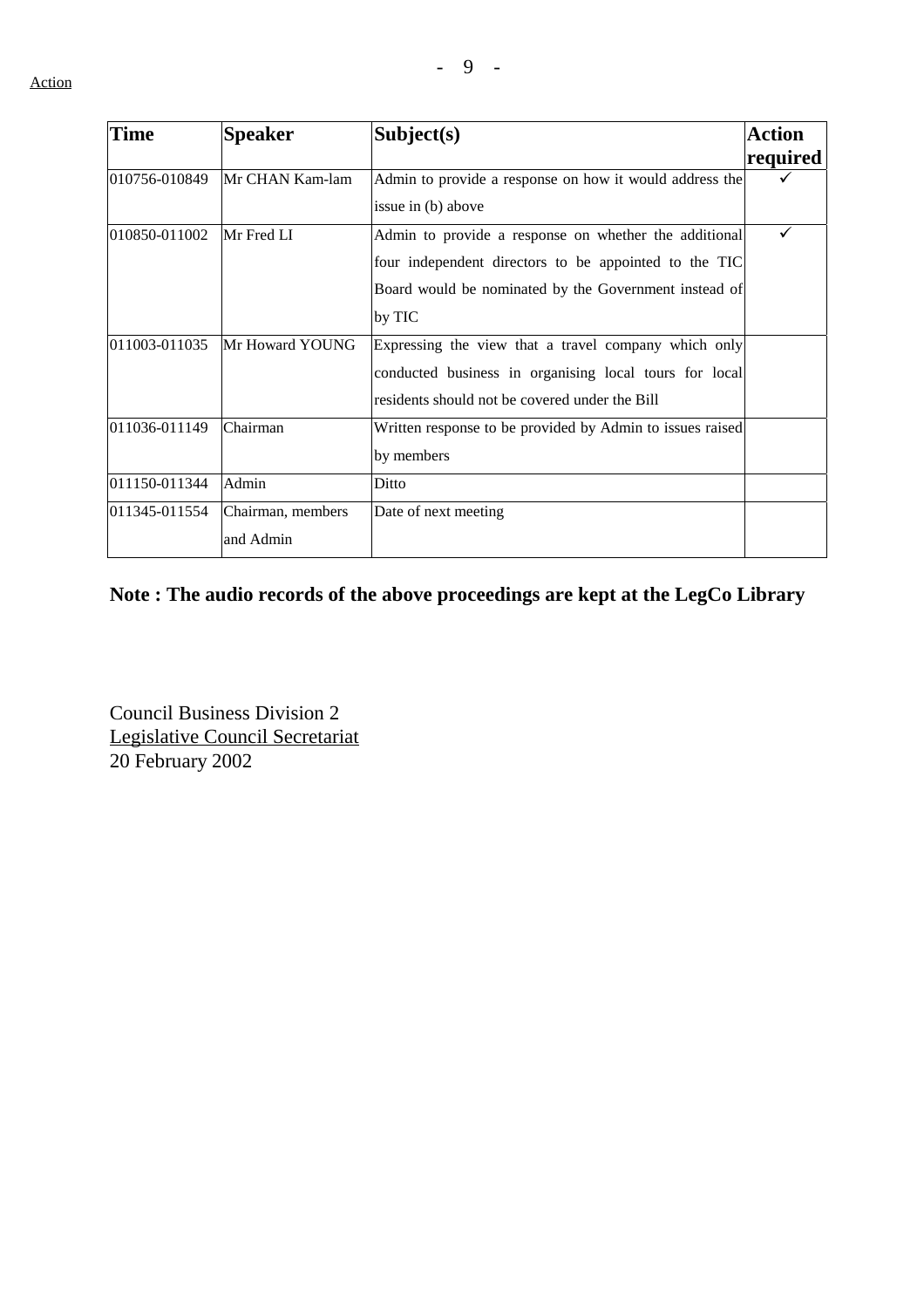Action

| Time | Speaker | Subject(s) | Action required |
|---|---|---|---|
| 010756-010849 | Mr CHAN Kam-lam | Admin to provide a response on how it would address the issue in (b) above | ✓ |
| 010850-011002 | Mr Fred LI | Admin to provide a response on whether the additional four independent directors to be appointed to the TIC Board would be nominated by the Government instead of by TIC | ✓ |
| 011003-011035 | Mr Howard YOUNG | Expressing the view that a travel company which only conducted business in organising local tours for local residents should not be covered under the Bill | |
| 011036-011149 | Chairman | Written response to be provided by Admin to issues raised by members | |
| 011150-011344 | Admin | Ditto | |
| 011345-011554 | Chairman, members and Admin | Date of next meeting | |

**Note : The audio records of the above proceedings are kept at the LegCo Library**

Council Business Division 2
Legislative Council Secretariat
20 February 2002